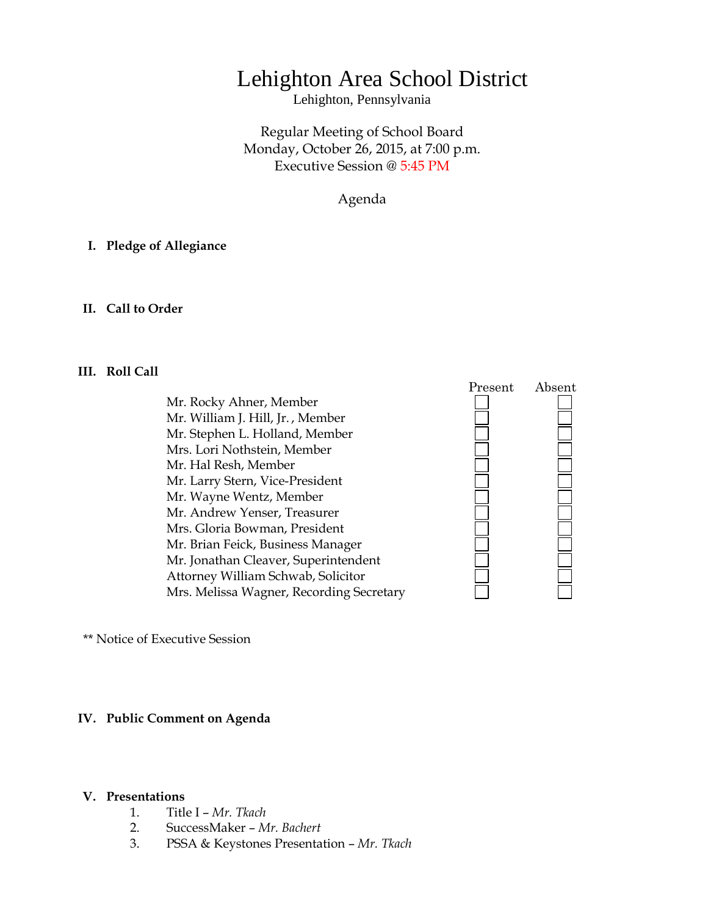# Lehighton Area School District

Lehighton, Pennsylvania

Regular Meeting of School Board
Monday, October 26, 2015, at 7:00 p.m.
Executive Session @ 5:45 PM

Agenda

**I. Pledge of Allegiance**

**II. Call to Order**

**III. Roll Call**

| | Present | Absent |
|---|---|---|
| Mr. Rocky Ahner, Member | ☐ | ☐ |
| Mr. William J. Hill, Jr. , Member | ☐ | ☐ |
| Mr. Stephen L. Holland, Member | ☐ | ☐ |
| Mrs. Lori Nothstein, Member | ☐ | ☐ |
| Mr. Hal Resh, Member | ☐ | ☐ |
| Mr. Larry Stern, Vice-President | ☐ | ☐ |
| Mr. Wayne Wentz, Member | ☐ | ☐ |
| Mr. Andrew Yenser, Treasurer | ☐ | ☐ |
| Mrs. Gloria Bowman, President | ☐ | ☐ |
| Mr. Brian Feick, Business Manager | ☐ | ☐ |
| Mr. Jonathan Cleaver, Superintendent | ☐ | ☐ |
| Attorney William Schwab, Solicitor | ☐ | ☐ |
| Mrs. Melissa Wagner, Recording Secretary | ☐ | ☐ |

** Notice of Executive Session

**IV. Public Comment on Agenda**

**V. Presentations**

1. Title I – *Mr. Tkach*
2. SuccessMaker – *Mr. Bachert*
3. PSSA & Keystones Presentation – *Mr. Tkach*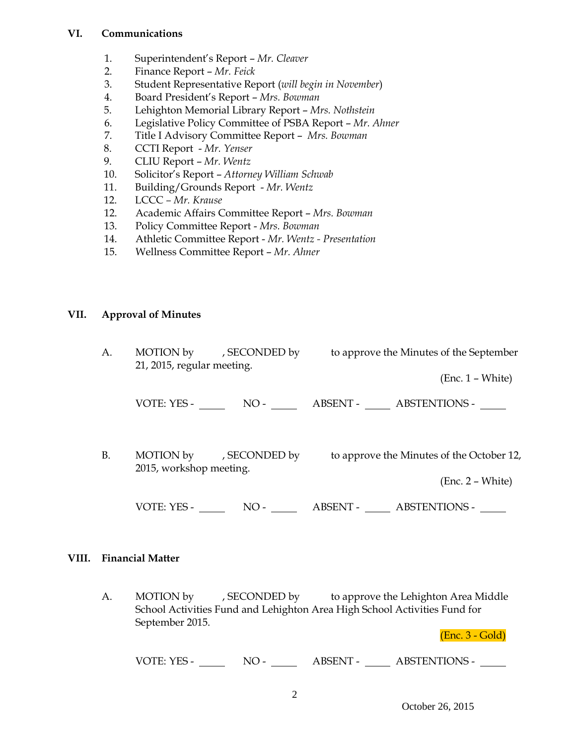## VI. Communications

1. Superintendent's Report – *Mr. Cleaver*
2. Finance Report – *Mr. Feick*
3. Student Representative Report (*will begin in November*)
4. Board President's Report – *Mrs. Bowman*
5. Lehighton Memorial Library Report – *Mrs. Nothstein*
6. Legislative Policy Committee of PSBA Report – *Mr. Ahner*
7. Title I Advisory Committee Report – *Mrs. Bowman*
8. CCTI Report - *Mr. Yenser*
9. CLIU Report – *Mr. Wentz*
10. Solicitor's Report – *Attorney William Schwab*
11. Building/Grounds Report - *Mr. Wentz*
12. LCCC – *Mr. Krause*
12. Academic Affairs Committee Report – *Mrs. Bowman*
13. Policy Committee Report - *Mrs. Bowman*
14. Athletic Committee Report - *Mr. Wentz - Presentation*
15. Wellness Committee Report – *Mr. Ahner*

## VII. Approval of Minutes

A. MOTION by , SECONDED by to approve the Minutes of the September 21, 2015, regular meeting.

(Enc. 1 – White)

VOTE: YES - _____ NO - _____ ABSENT - _____ ABSTENTIONS - _____

B. MOTION by , SECONDED by to approve the Minutes of the October 12, 2015, workshop meeting.

(Enc. 2 – White)

VOTE: YES - _____ NO - _____ ABSENT - _____ ABSTENTIONS - _____

## VIII. Financial Matter

A. MOTION by , SECONDED by to approve the Lehighton Area Middle School Activities Fund and Lehighton Area High School Activities Fund for September 2015.

(Enc. 3 - Gold)

VOTE: YES - _____ NO - _____ ABSENT - _____ ABSTENTIONS - _____

October 26, 2015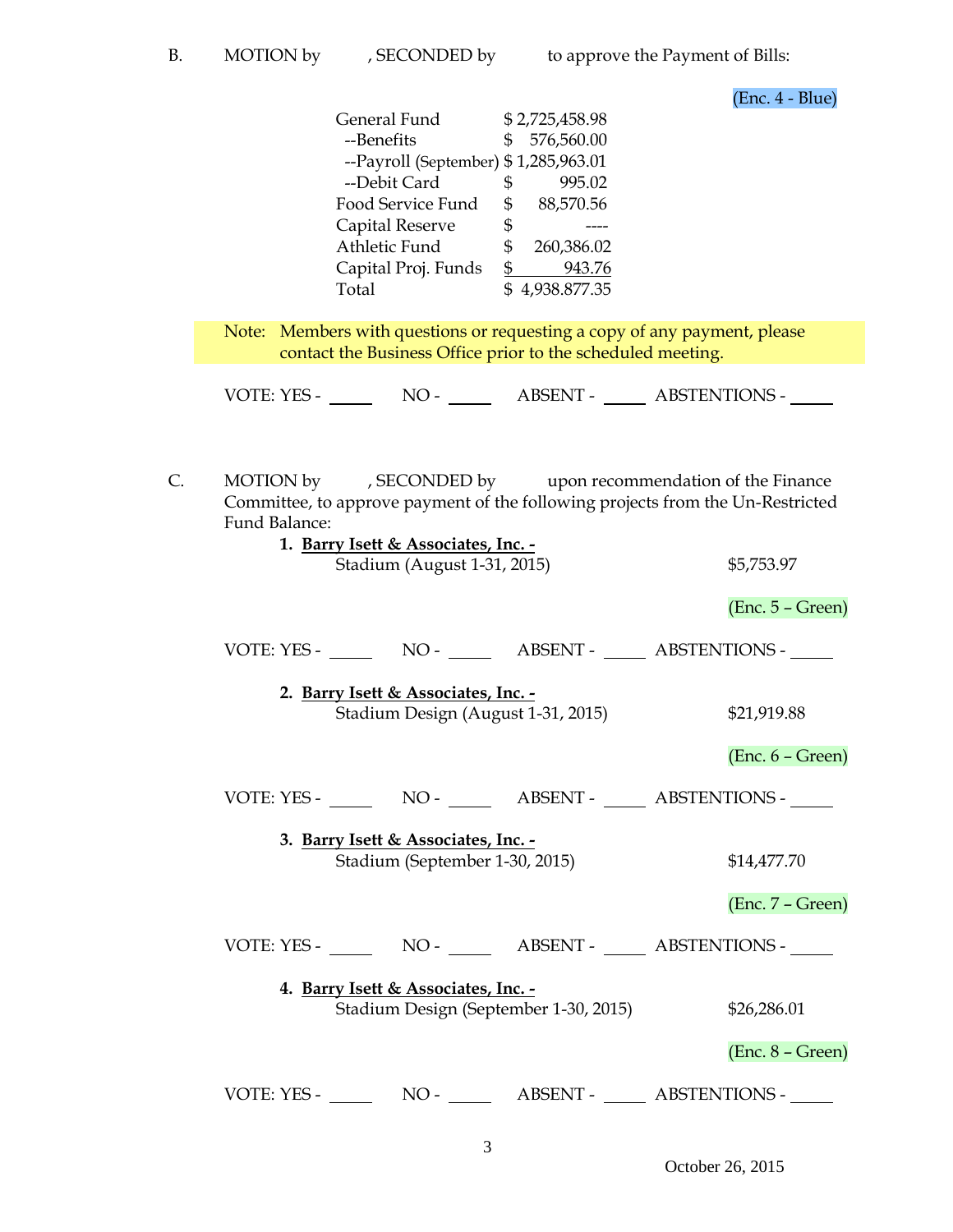B. MOTION by , SECONDED by to approve the Payment of Bills:

(Enc. 4 - Blue)

| | |
|---|---|
| General Fund | $ 2,725,458.98 |
| --Benefits | $ 576,560.00 |
| --Payroll (September) | $ 1,285,963.01 |
| --Debit Card | $ 995.02 |
| Food Service Fund | $ 88,570.56 |
| Capital Reserve | $ ---- |
| Athletic Fund | $ 260,386.02 |
| Capital Proj. Funds | $ 943.76 |
| Total | $ 4,938.877.35 |

Note: Members with questions or requesting a copy of any payment, please contact the Business Office prior to the scheduled meeting.

VOTE: YES - _____ NO - _____ ABSENT - _____ ABSTENTIONS - _____

C. MOTION by , SECONDED by upon recommendation of the Finance Committee, to approve payment of the following projects from the Un-Restricted Fund Balance:

1. **Barry Isett & Associates, Inc. -**
   Stadium (August 1-31, 2015) $5,753.97

   (Enc. 5 – Green)

VOTE: YES - _____ NO - _____ ABSENT - _____ ABSTENTIONS - _____

2. **Barry Isett & Associates, Inc. -**
   Stadium Design (August 1-31, 2015) $21,919.88

   (Enc. 6 – Green)

VOTE: YES - _____ NO - _____ ABSENT - _____ ABSTENTIONS - _____

3. **Barry Isett & Associates, Inc. -**
   Stadium (September 1-30, 2015) $14,477.70

   (Enc. 7 – Green)

VOTE: YES - _____ NO - _____ ABSENT - _____ ABSTENTIONS - _____

4. **Barry Isett & Associates, Inc. -**
   Stadium Design (September 1-30, 2015) $26,286.01

   (Enc. 8 – Green)

VOTE: YES - _____ NO - _____ ABSENT - _____ ABSTENTIONS - _____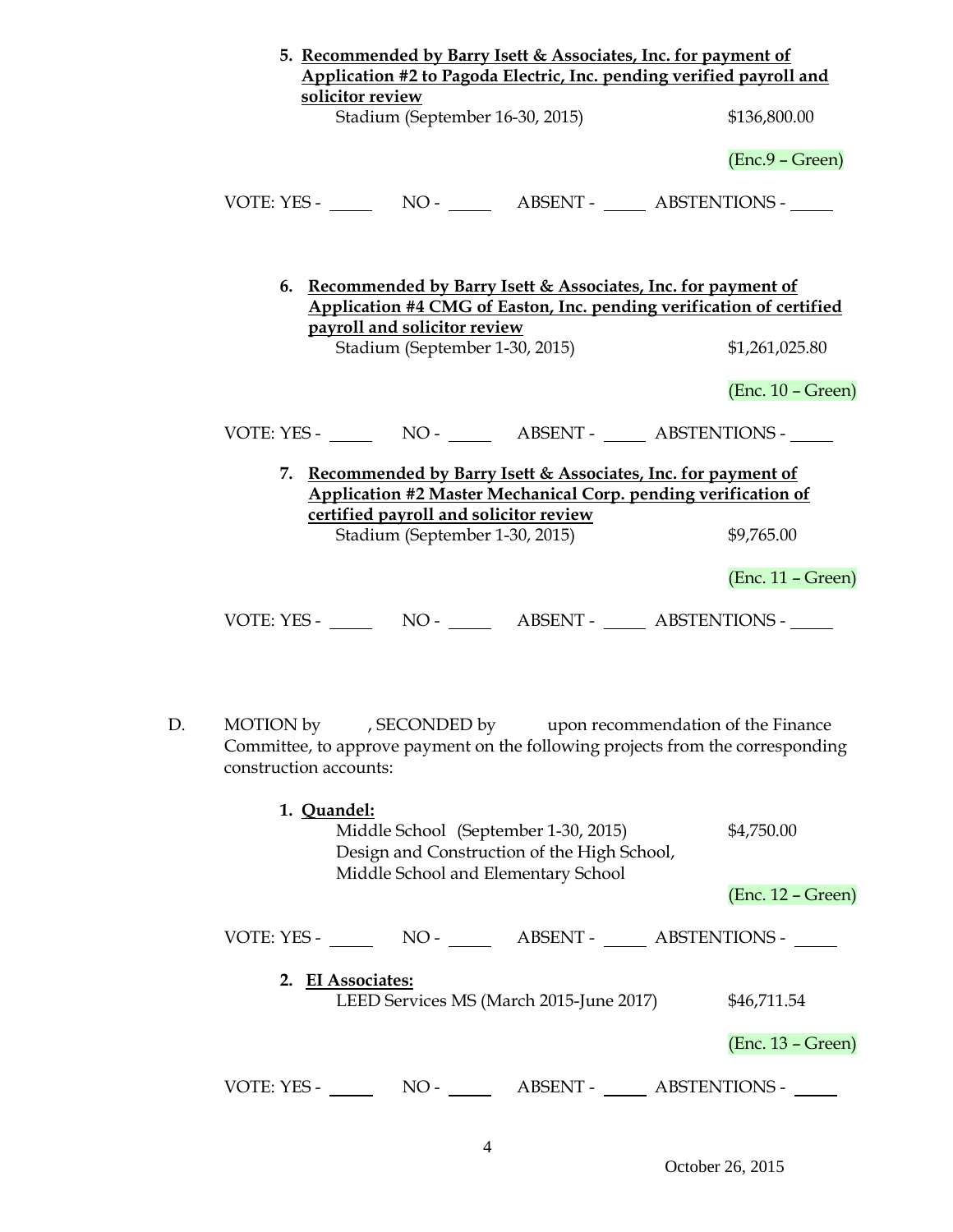5. **Recommended by Barry Isett & Associates, Inc. for payment of Application #2 to Pagoda Electric, Inc. pending verified payroll and solicitor review**

   Stadium (September 16-30, 2015) $136,800.00

   (Enc.9 – Green)

VOTE: YES - _____ NO - _____ ABSENT - _____ ABSTENTIONS - _____

6. **Recommended by Barry Isett & Associates, Inc. for payment of Application #4 CMG of Easton, Inc. pending verification of certified payroll and solicitor review**

   Stadium (September 1-30, 2015) $1,261,025.80

   (Enc. 10 – Green)

VOTE: YES - _____ NO - _____ ABSENT - _____ ABSTENTIONS - _____

7. **Recommended by Barry Isett & Associates, Inc. for payment of Application #2 Master Mechanical Corp. pending verification of certified payroll and solicitor review**

   Stadium (September 1-30, 2015) $9,765.00

   (Enc. 11 – Green)

VOTE: YES - _____ NO - _____ ABSENT - _____ ABSTENTIONS - _____

D. MOTION by , SECONDED by upon recommendation of the Finance Committee, to approve payment on the following projects from the corresponding construction accounts:

1. **Quandel:**

   Middle School (September 1-30, 2015) $4,750.00

   Design and Construction of the High School, Middle School and Elementary School

   (Enc. 12 – Green)

VOTE: YES - _____ NO - _____ ABSENT - _____ ABSTENTIONS - _____

2. **EI Associates:**

   LEED Services MS (March 2015-June 2017) $46,711.54

   (Enc. 13 – Green)

VOTE: YES - _____ NO - _____ ABSENT - _____ ABSTENTIONS - _____

October 26, 2015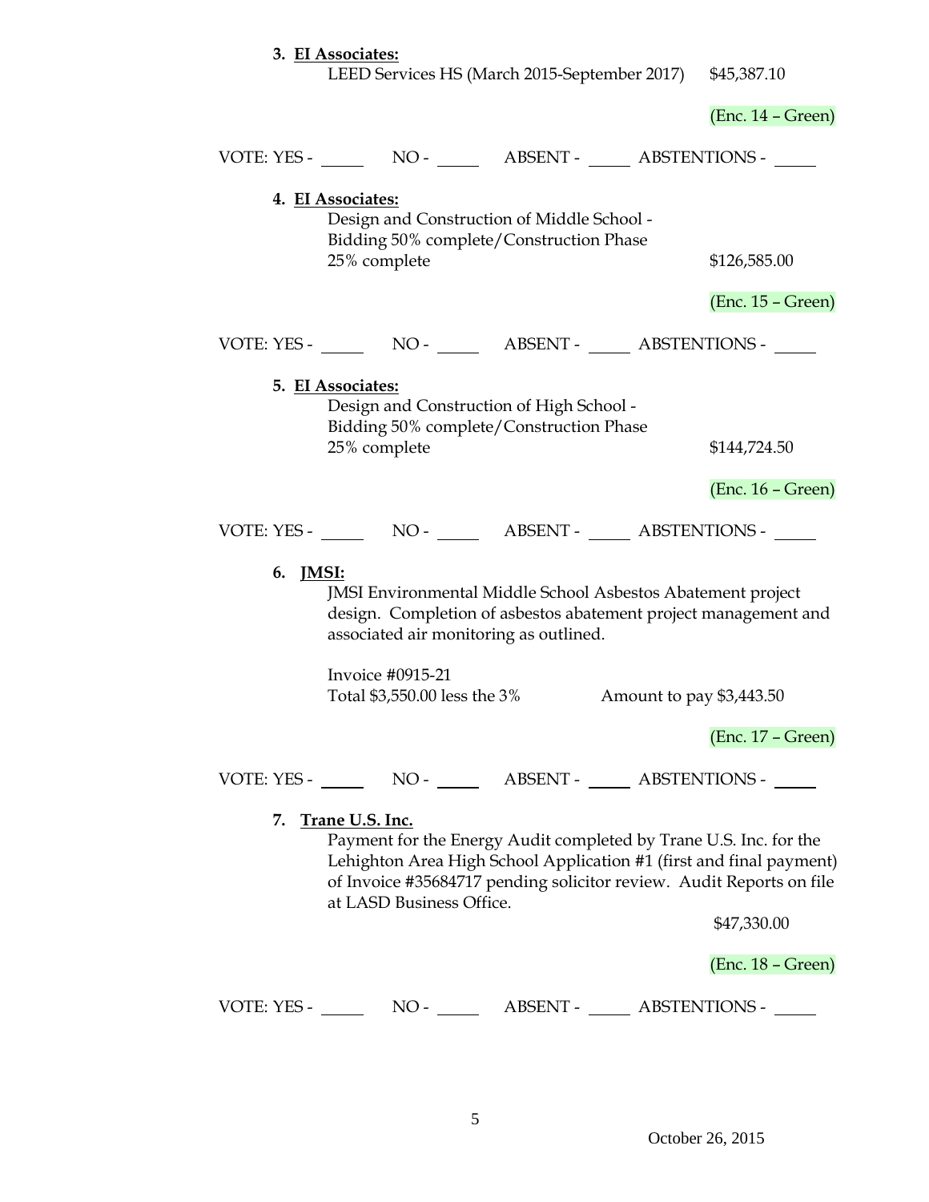3. **EI Associates:**

   LEED Services HS (March 2015-September 2017) $45,387.10

   (Enc. 14 – Green)

VOTE: YES - _____ NO - _____ ABSENT - _____ ABSTENTIONS - _____

4. **EI Associates:**

   Design and Construction of Middle School -
   Bidding 50% complete/Construction Phase
   25% complete $126,585.00

   (Enc. 15 – Green)

VOTE: YES - _____ NO - _____ ABSENT - _____ ABSTENTIONS - _____

5. **EI Associates:**

   Design and Construction of High School -
   Bidding 50% complete/Construction Phase
   25% complete $144,724.50

   (Enc. 16 – Green)

VOTE: YES - _____ NO - _____ ABSENT - _____ ABSTENTIONS - _____

6. **JMSI:**

   JMSI Environmental Middle School Asbestos Abatement project design. Completion of asbestos abatement project management and associated air monitoring as outlined.

   Invoice #0915-21
   Total $3,550.00 less the 3% Amount to pay $3,443.50

   (Enc. 17 – Green)

VOTE: YES - _____ NO - _____ ABSENT - _____ ABSTENTIONS - _____

7. **Trane U.S. Inc.**

   Payment for the Energy Audit completed by Trane U.S. Inc. for the Lehighton Area High School Application #1 (first and final payment) of Invoice #35684717 pending solicitor review. Audit Reports on file at LASD Business Office.

   $47,330.00

   (Enc. 18 – Green)

VOTE: YES - _____ NO - _____ ABSENT - _____ ABSTENTIONS - _____

October 26, 2015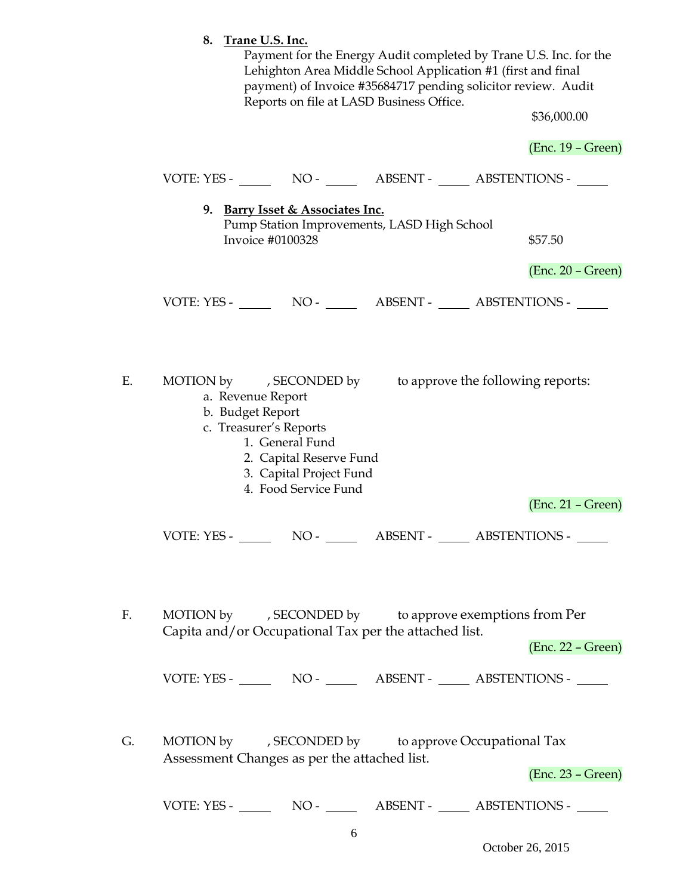8. **Trane U.S. Inc.**

   Payment for the Energy Audit completed by Trane U.S. Inc. for the Lehighton Area Middle School Application #1 (first and final payment) of Invoice #35684717 pending solicitor review. Audit Reports on file at LASD Business Office.

   $36,000.00

   (Enc. 19 – Green)

VOTE: YES - _____ NO - _____ ABSENT - _____ ABSTENTIONS - _____

9. **Barry Isset & Associates Inc.**

   Pump Station Improvements, LASD High School
   Invoice #0100328 $57.50

   (Enc. 20 – Green)

VOTE: YES - _____ NO - _____ ABSENT - _____ ABSTENTIONS - _____

E. MOTION by , SECONDED by to approve the following reports:

   a. Revenue Report
   b. Budget Report
   c. Treasurer's Reports
      1. General Fund
      2. Capital Reserve Fund
      3. Capital Project Fund
      4. Food Service Fund

   (Enc. 21 – Green)

VOTE: YES - _____ NO - _____ ABSENT - _____ ABSTENTIONS - _____

F. MOTION by , SECONDED by to approve exemptions from Per Capita and/or Occupational Tax per the attached list.

   (Enc. 22 – Green)

VOTE: YES - _____ NO - _____ ABSENT - _____ ABSTENTIONS - _____

G. MOTION by , SECONDED by to approve Occupational Tax Assessment Changes as per the attached list.

   (Enc. 23 – Green)

VOTE: YES - _____ NO - _____ ABSENT - _____ ABSTENTIONS - _____

October 26, 2015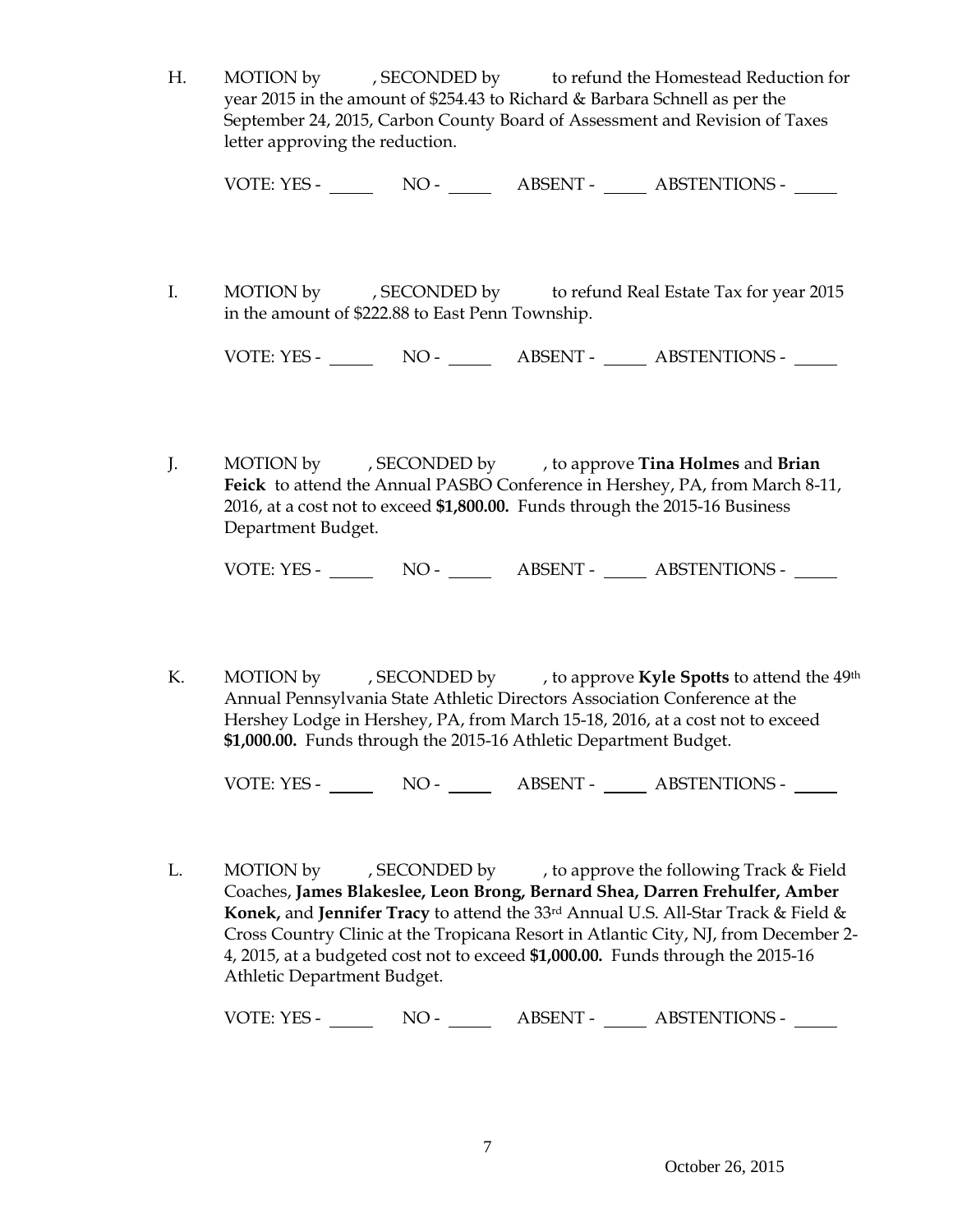H. MOTION by , SECONDED by to refund the Homestead Reduction for year 2015 in the amount of $254.43 to Richard & Barbara Schnell as per the September 24, 2015, Carbon County Board of Assessment and Revision of Taxes letter approving the reduction.

VOTE: YES - _____ NO - _____ ABSENT - _____ ABSTENTIONS - _____

I. MOTION by , SECONDED by to refund Real Estate Tax for year 2015 in the amount of $222.88 to East Penn Township.

VOTE: YES - _____ NO - _____ ABSENT - _____ ABSTENTIONS - _____

J. MOTION by , SECONDED by , to approve **Tina Holmes** and **Brian Feick** to attend the Annual PASBO Conference in Hershey, PA, from March 8-11, 2016, at a cost not to exceed **$1,800.00.** Funds through the 2015-16 Business Department Budget.

VOTE: YES - _____ NO - _____ ABSENT - _____ ABSTENTIONS - _____

K. MOTION by , SECONDED by , to approve **Kyle Spotts** to attend the 49th Annual Pennsylvania State Athletic Directors Association Conference at the Hershey Lodge in Hershey, PA, from March 15-18, 2016, at a cost not to exceed **$1,000.00.** Funds through the 2015-16 Athletic Department Budget.

VOTE: YES - _____ NO - _____ ABSENT - _____ ABSTENTIONS - _____

L. MOTION by , SECONDED by , to approve the following Track & Field Coaches, **James Blakeslee, Leon Brong, Bernard Shea, Darren Frehulfer, Amber Konek,** and **Jennifer Tracy** to attend the 33rd Annual U.S. All-Star Track & Field & Cross Country Clinic at the Tropicana Resort in Atlantic City, NJ, from December 2-4, 2015, at a budgeted cost not to exceed **$1,000.00.** Funds through the 2015-16 Athletic Department Budget.

VOTE: YES - _____ NO - _____ ABSENT - _____ ABSTENTIONS - _____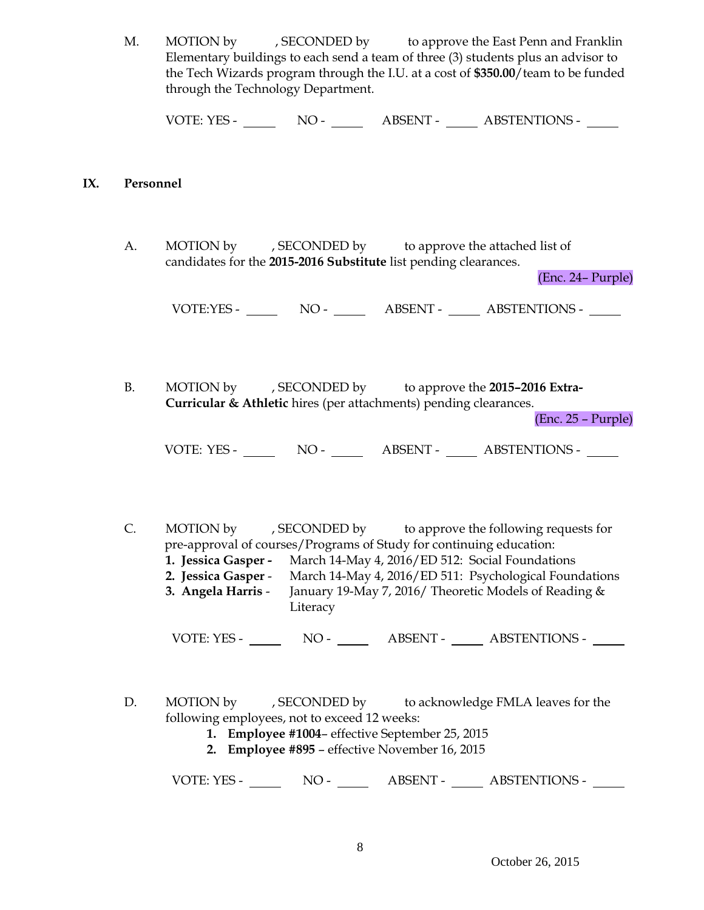M. MOTION by , SECONDED by to approve the East Penn and Franklin Elementary buildings to each send a team of three (3) students plus an advisor to the Tech Wizards program through the I.U. at a cost of **$350.00**/team to be funded through the Technology Department.

VOTE: YES - _____ NO - _____ ABSENT - _____ ABSTENTIONS - _____

## IX. Personnel

A. MOTION by , SECONDED by to approve the attached list of candidates for the **2015-2016 Substitute** list pending clearances.

(Enc. 24– Purple)

VOTE:YES - _____ NO - _____ ABSENT - _____ ABSTENTIONS - _____

B. MOTION by , SECONDED by to approve the **2015–2016 Extra-Curricular & Athletic** hires (per attachments) pending clearances.

(Enc. 25 – Purple)

VOTE: YES - _____ NO - _____ ABSENT - _____ ABSTENTIONS - _____

C. MOTION by , SECONDED by to approve the following requests for pre-approval of courses/Programs of Study for continuing education:

1. **Jessica Gasper -** March 14-May 4, 2016/ED 512: Social Foundations
2. **Jessica Gasper** - March 14-May 4, 2016/ED 511: Psychological Foundations
3. **Angela Harris** - January 19-May 7, 2016/ Theoretic Models of Reading & Literacy

VOTE: YES - _____ NO - _____ ABSENT - _____ ABSTENTIONS - _____

D. MOTION by , SECONDED by to acknowledge FMLA leaves for the following employees, not to exceed 12 weeks:

1. **Employee #1004**– effective September 25, 2015
2. **Employee #895** – effective November 16, 2015

VOTE: YES - _____ NO - _____ ABSENT - _____ ABSTENTIONS - _____

October 26, 2015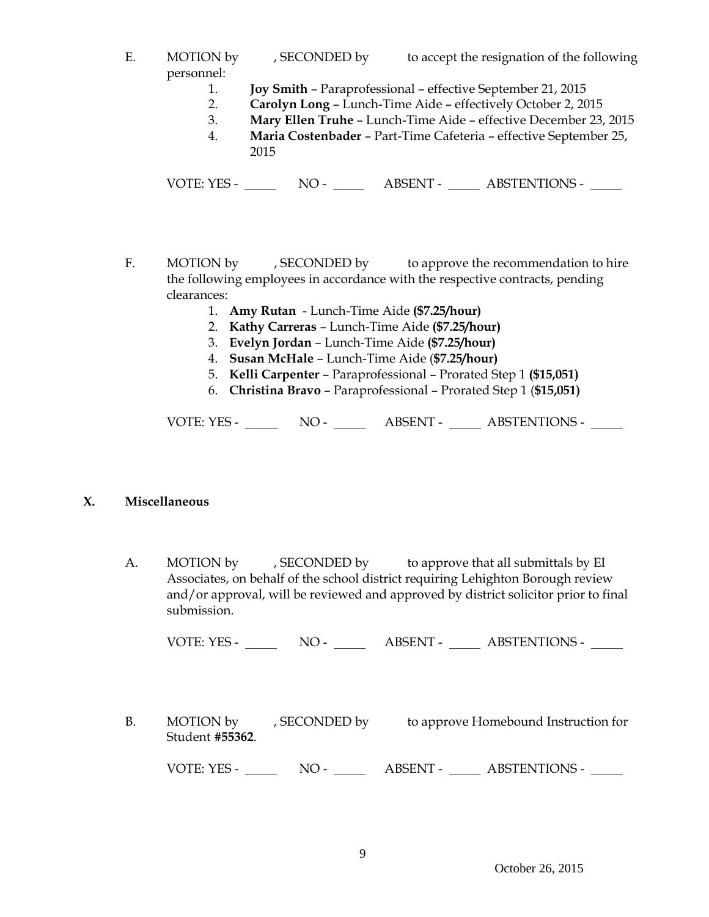E. MOTION by , SECONDED by to accept the resignation of the following personnel:

1. **Joy Smith** – Paraprofessional – effective September 21, 2015
2. **Carolyn Long** – Lunch-Time Aide – effectively October 2, 2015
3. **Mary Ellen Truhe** – Lunch-Time Aide – effective December 23, 2015
4. **Maria Costenbader** – Part-Time Cafeteria – effective September 25, 2015

VOTE: YES - _____ NO - _____ ABSENT - _____ ABSTENTIONS - _____

F. MOTION by , SECONDED by to approve the recommendation to hire the following employees in accordance with the respective contracts, pending clearances:

1. **Amy Rutan** - Lunch-Time Aide **($7.25/hour)**
2. **Kathy Carreras** – Lunch-Time Aide **($7.25/hour)**
3. **Evelyn Jordan** – Lunch-Time Aide **($7.25/hour)**
4. **Susan McHale** – Lunch-Time Aide (**$7.25/hour)**
5. **Kelli Carpenter** – Paraprofessional – Prorated Step 1 **($15,051)**
6. **Christina Bravo** – Paraprofessional – Prorated Step 1 (**$15,051)**

VOTE: YES - _____ NO - _____ ABSENT - _____ ABSTENTIONS - _____

## X. Miscellaneous

A. MOTION by , SECONDED by to approve that all submittals by EI Associates, on behalf of the school district requiring Lehighton Borough review and/or approval, will be reviewed and approved by district solicitor prior to final submission.

VOTE: YES - _____ NO - _____ ABSENT - _____ ABSTENTIONS - _____

B. MOTION by , SECONDED by to approve Homebound Instruction for Student **#55362**.

VOTE: YES - _____ NO - _____ ABSENT - _____ ABSTENTIONS - _____

October 26, 2015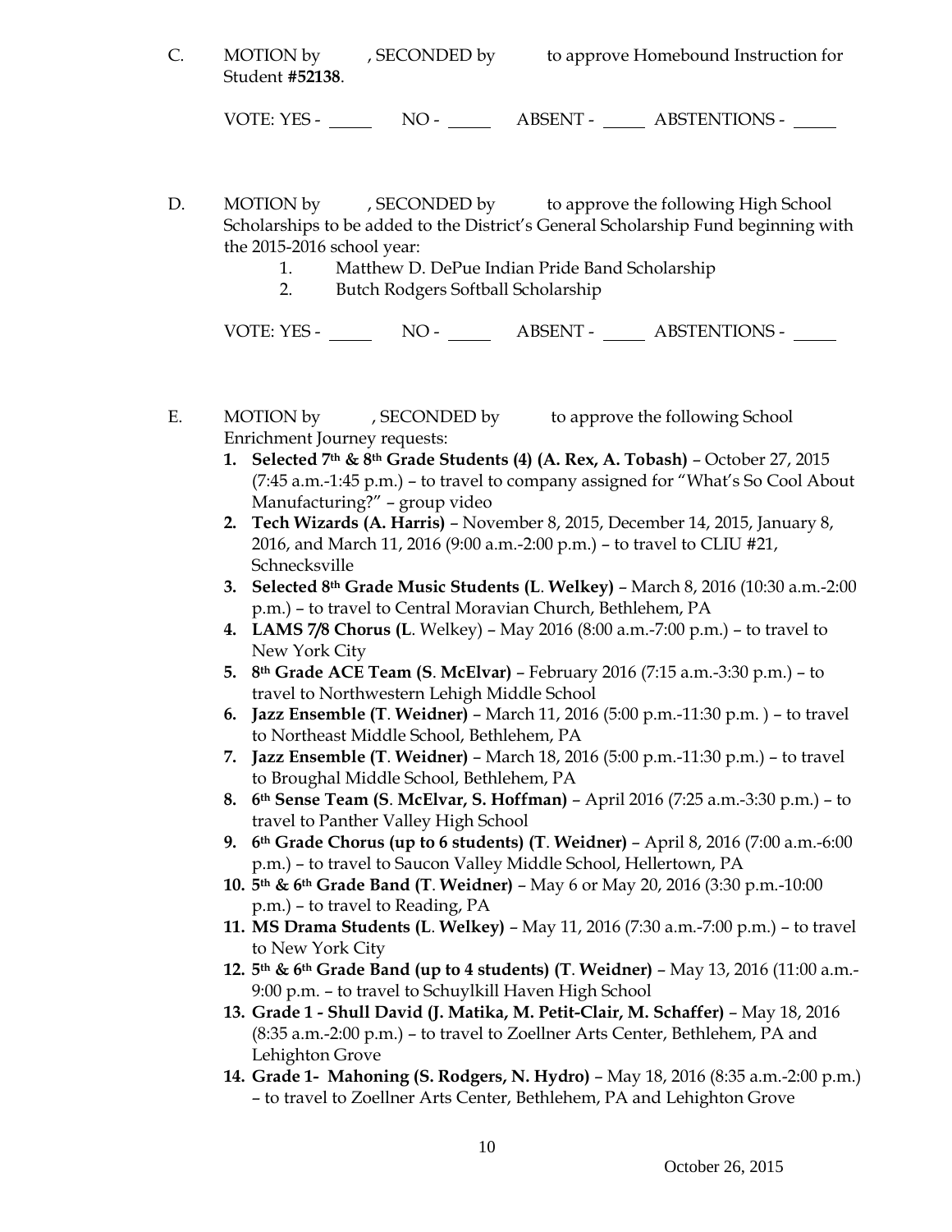C. MOTION by , SECONDED by to approve Homebound Instruction for Student **#52138**.

VOTE: YES - _____ NO - _____ ABSENT - _____ ABSTENTIONS - _____

D. MOTION by , SECONDED by to approve the following High School Scholarships to be added to the District's General Scholarship Fund beginning with the 2015-2016 school year:

1. Matthew D. DePue Indian Pride Band Scholarship
2. Butch Rodgers Softball Scholarship

VOTE: YES - _____ NO - _____ ABSENT - _____ ABSTENTIONS - _____

E. MOTION by , SECONDED by to approve the following School Enrichment Journey requests:

1. **Selected 7th & 8th Grade Students (4) (A. Rex, A. Tobash)** – October 27, 2015 (7:45 a.m.-1:45 p.m.) – to travel to company assigned for "What's So Cool About Manufacturing?" – group video
2. **Tech Wizards (A. Harris)** – November 8, 2015, December 14, 2015, January 8, 2016, and March 11, 2016 (9:00 a.m.-2:00 p.m.) – to travel to CLIU #21, Schnecksville
3. **Selected 8th Grade Music Students (L. Welkey)** – March 8, 2016 (10:30 a.m.-2:00 p.m.) – to travel to Central Moravian Church, Bethlehem, PA
4. **LAMS 7/8 Chorus (L**. Welkey) – May 2016 (8:00 a.m.-7:00 p.m.) – to travel to New York City
5. **8th Grade ACE Team (S. McElvar)** – February 2016 (7:15 a.m.-3:30 p.m.) – to travel to Northwestern Lehigh Middle School
6. **Jazz Ensemble (T. Weidner)** – March 11, 2016 (5:00 p.m.-11:30 p.m. ) – to travel to Northeast Middle School, Bethlehem, PA
7. **Jazz Ensemble (T. Weidner)** – March 18, 2016 (5:00 p.m.-11:30 p.m.) – to travel to Broughal Middle School, Bethlehem, PA
8. **6th Sense Team (S. McElvar, S. Hoffman)** – April 2016 (7:25 a.m.-3:30 p.m.) – to travel to Panther Valley High School
9. **6th Grade Chorus (up to 6 students) (T. Weidner)** – April 8, 2016 (7:00 a.m.-6:00 p.m.) – to travel to Saucon Valley Middle School, Hellertown, PA
10. **5th & 6th Grade Band (T. Weidner)** – May 6 or May 20, 2016 (3:30 p.m.-10:00 p.m.) – to travel to Reading, PA
11. **MS Drama Students (L. Welkey)** – May 11, 2016 (7:30 a.m.-7:00 p.m.) – to travel to New York City
12. **5th & 6th Grade Band (up to 4 students) (T. Weidner)** – May 13, 2016 (11:00 a.m.-9:00 p.m. – to travel to Schuylkill Haven High School
13. **Grade 1 - Shull David (J. Matika, M. Petit-Clair, M. Schaffer)** – May 18, 2016 (8:35 a.m.-2:00 p.m.) – to travel to Zoellner Arts Center, Bethlehem, PA and Lehighton Grove
14. **Grade 1- Mahoning (S. Rodgers, N. Hydro)** – May 18, 2016 (8:35 a.m.-2:00 p.m.) – to travel to Zoellner Arts Center, Bethlehem, PA and Lehighton Grove

October 26, 2015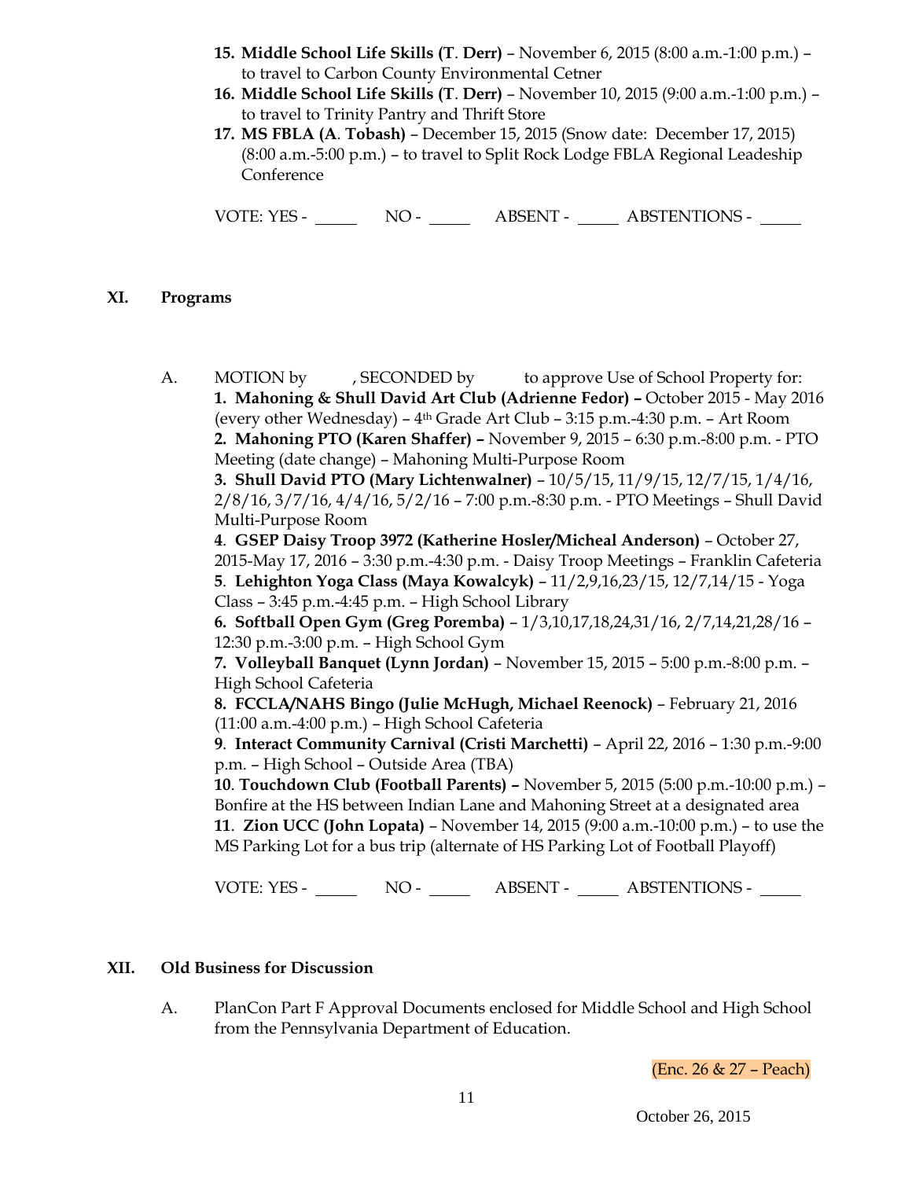15. **Middle School Life Skills (T. Derr)** – November 6, 2015 (8:00 a.m.-1:00 p.m.) – to travel to Carbon County Environmental Cetner
16. **Middle School Life Skills (T. Derr)** – November 10, 2015 (9:00 a.m.-1:00 p.m.) – to travel to Trinity Pantry and Thrift Store
17. **MS FBLA (A. Tobash)** – December 15, 2015 (Snow date: December 17, 2015) (8:00 a.m.-5:00 p.m.) – to travel to Split Rock Lodge FBLA Regional Leadeship Conference

VOTE: YES - _____ NO - _____ ABSENT - _____ ABSTENTIONS - _____

## XI. Programs

A. MOTION by , SECONDED by to approve Use of School Property for:

**1. Mahoning & Shull David Art Club (Adrienne Fedor) –** October 2015 - May 2016 (every other Wednesday) – 4th Grade Art Club – 3:15 p.m.-4:30 p.m. – Art Room

**2. Mahoning PTO (Karen Shaffer) –** November 9, 2015 – 6:30 p.m.-8:00 p.m. - PTO Meeting (date change) – Mahoning Multi-Purpose Room

**3. Shull David PTO (Mary Lichtenwalner)** – 10/5/15, 11/9/15, 12/7/15, 1/4/16, 2/8/16, 3/7/16, 4/4/16, 5/2/16 – 7:00 p.m.-8:30 p.m. - PTO Meetings – Shull David Multi-Purpose Room

**4. GSEP Daisy Troop 3972 (Katherine Hosler/Micheal Anderson)** – October 27, 2015-May 17, 2016 – 3:30 p.m.-4:30 p.m. - Daisy Troop Meetings – Franklin Cafeteria

**5. Lehighton Yoga Class (Maya Kowalcyk)** – 11/2,9,16,23/15, 12/7,14/15 - Yoga Class – 3:45 p.m.-4:45 p.m. – High School Library

**6. Softball Open Gym (Greg Poremba)** – 1/3,10,17,18,24,31/16, 2/7,14,21,28/16 – 12:30 p.m.-3:00 p.m. – High School Gym

**7. Volleyball Banquet (Lynn Jordan)** – November 15, 2015 – 5:00 p.m.-8:00 p.m. – High School Cafeteria

**8. FCCLA/NAHS Bingo (Julie McHugh, Michael Reenock)** – February 21, 2016 (11:00 a.m.-4:00 p.m.) – High School Cafeteria

**9. Interact Community Carnival (Cristi Marchetti)** – April 22, 2016 – 1:30 p.m.-9:00 p.m. – High School – Outside Area (TBA)

**10. Touchdown Club (Football Parents) –** November 5, 2015 (5:00 p.m.-10:00 p.m.) – Bonfire at the HS between Indian Lane and Mahoning Street at a designated area

**11. Zion UCC (John Lopata)** – November 14, 2015 (9:00 a.m.-10:00 p.m.) – to use the MS Parking Lot for a bus trip (alternate of HS Parking Lot of Football Playoff)

VOTE: YES - _____ NO - _____ ABSENT - _____ ABSTENTIONS - _____

## XII. Old Business for Discussion

A. PlanCon Part F Approval Documents enclosed for Middle School and High School from the Pennsylvania Department of Education.

(Enc. 26 & 27 – Peach)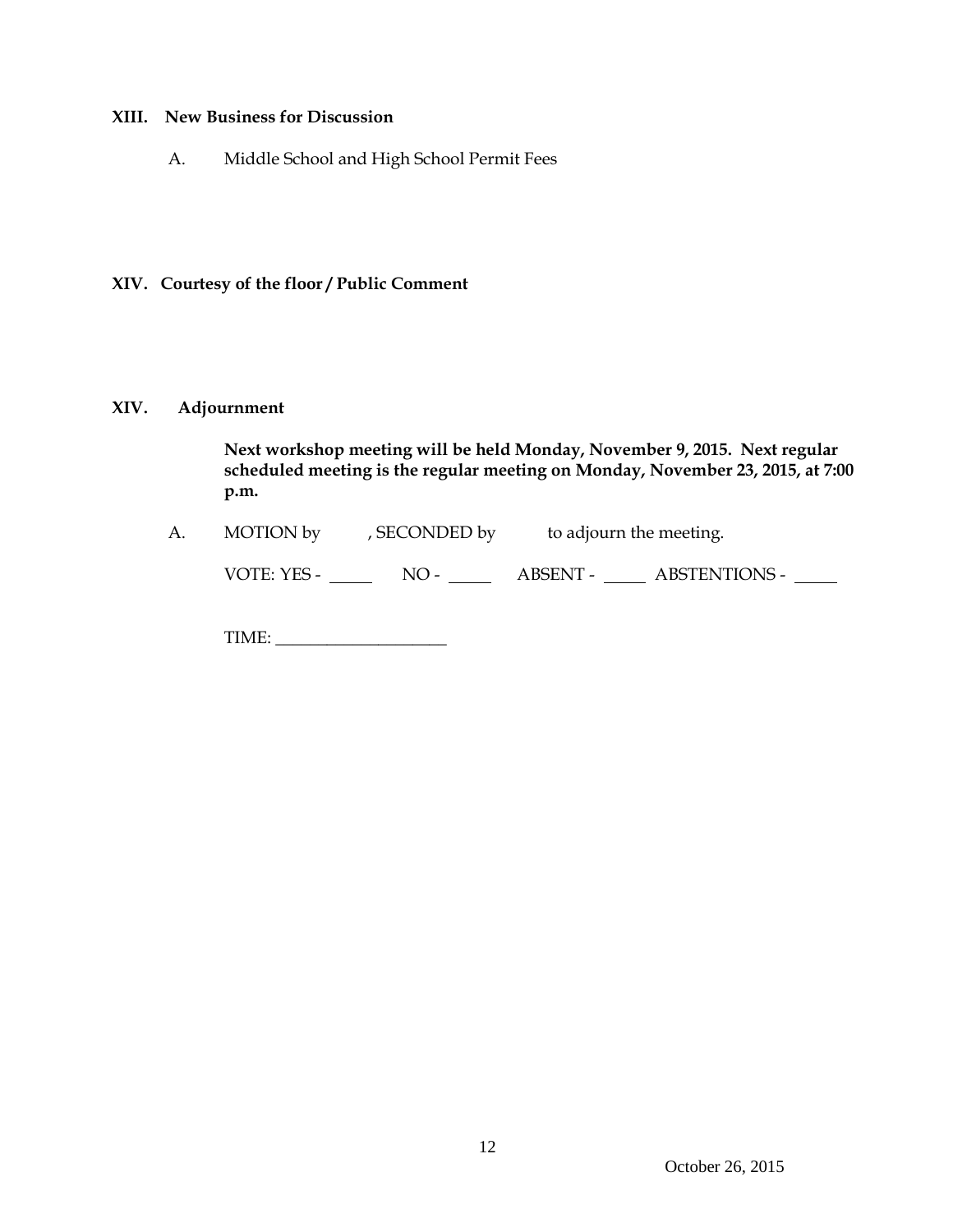**XIII. New Business for Discussion**

A. Middle School and High School Permit Fees

**XIV. Courtesy of the floor / Public Comment**

**XIV. Adjournment**

**Next workshop meeting will be held Monday, November 9, 2015. Next regular scheduled meeting is the regular meeting on Monday, November 23, 2015, at 7:00 p.m.**

A. MOTION by , SECONDED by to adjourn the meeting.

VOTE: YES - _____ NO - _____ ABSENT - _____ ABSTENTIONS - _____

TIME: ____________________

October 26, 2015